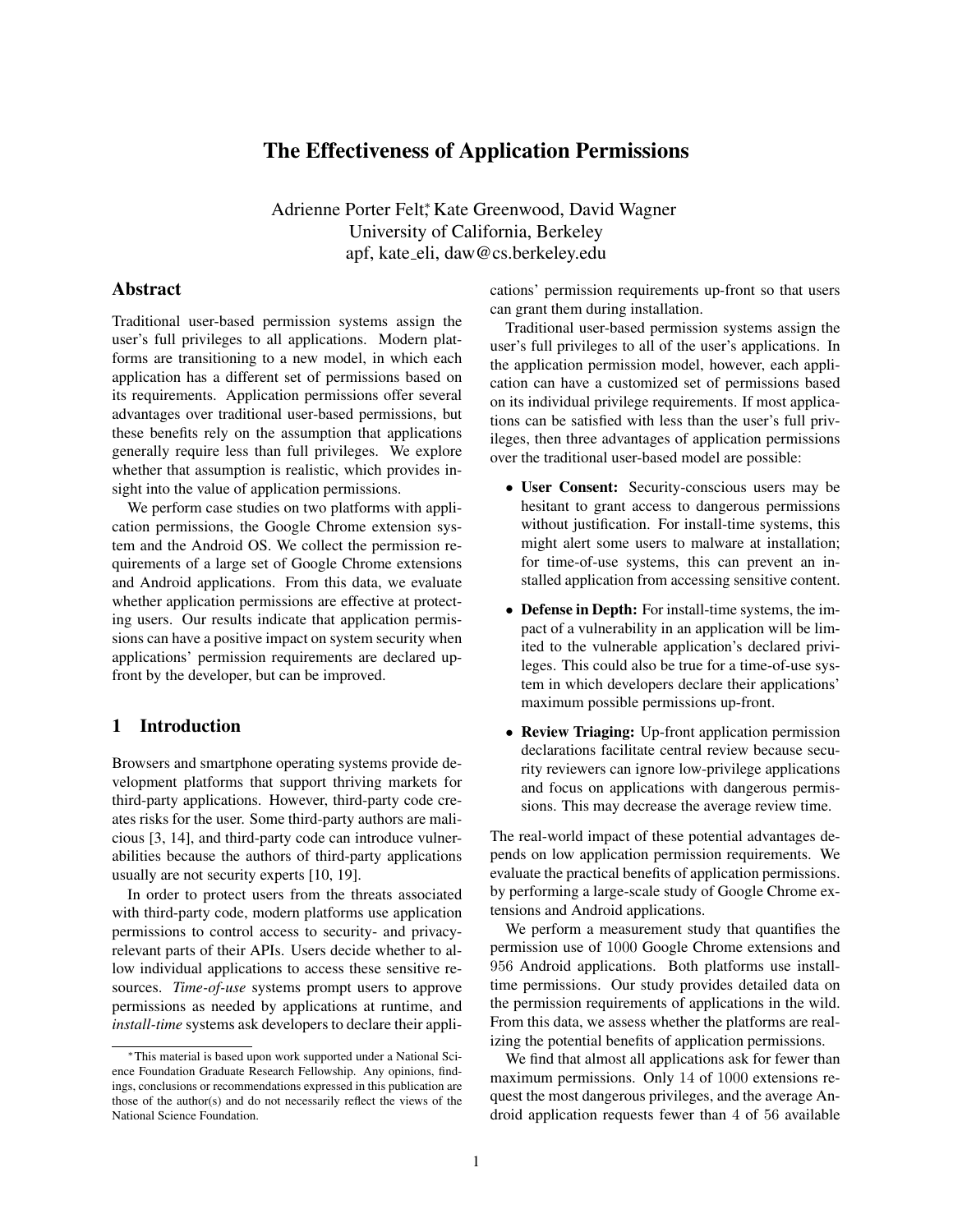# The Effectiveness of Application Permissions

Adrienne Porter Felt*, Kate Greenwood, David Wagner
University of California, Berkeley
apf, kate_eli, daw@cs.berkeley.edu

## Abstract

Traditional user-based permission systems assign the user's full privileges to all applications. Modern platforms are transitioning to a new model, in which each application has a different set of permissions based on its requirements. Application permissions offer several advantages over traditional user-based permissions, but these benefits rely on the assumption that applications generally require less than full privileges. We explore whether that assumption is realistic, which provides insight into the value of application permissions.

We perform case studies on two platforms with application permissions, the Google Chrome extension system and the Android OS. We collect the permission requirements of a large set of Google Chrome extensions and Android applications. From this data, we evaluate whether application permissions are effective at protecting users. Our results indicate that application permissions can have a positive impact on system security when applications' permission requirements are declared up-front by the developer, but can be improved.

## 1 Introduction

Browsers and smartphone operating systems provide development platforms that support thriving markets for third-party applications. However, third-party code creates risks for the user. Some third-party authors are malicious [3, 14], and third-party code can introduce vulnerabilities because the authors of third-party applications usually are not security experts [10, 19].

In order to protect users from the threats associated with third-party code, modern platforms use application permissions to control access to security- and privacy-relevant parts of their APIs. Users decide whether to allow individual applications to access these sensitive resources. *Time-of-use* systems prompt users to approve permissions as needed by applications at runtime, and *install-time* systems ask developers to declare their applications' permission requirements up-front so that users can grant them during installation.

Traditional user-based permission systems assign the user's full privileges to all of the user's applications. In the application permission model, however, each application can have a customized set of permissions based on its individual privilege requirements. If most applications can be satisfied with less than the user's full privileges, then three advantages of application permissions over the traditional user-based model are possible:

- **User Consent:** Security-conscious users may be hesitant to grant access to dangerous permissions without justification. For install-time systems, this might alert some users to malware at installation; for time-of-use systems, this can prevent an installed application from accessing sensitive content.
- **Defense in Depth:** For install-time systems, the impact of a vulnerability in an application will be limited to the vulnerable application's declared privileges. This could also be true for a time-of-use system in which developers declare their applications' maximum possible permissions up-front.
- **Review Triaging:** Up-front application permission declarations facilitate central review because security reviewers can ignore low-privilege applications and focus on applications with dangerous permissions. This may decrease the average review time.

The real-world impact of these potential advantages depends on low application permission requirements. We evaluate the practical benefits of application permissions. by performing a large-scale study of Google Chrome extensions and Android applications.

We perform a measurement study that quantifies the permission use of 1000 Google Chrome extensions and 956 Android applications. Both platforms use install-time permissions. Our study provides detailed data on the permission requirements of applications in the wild. From this data, we assess whether the platforms are realizing the potential benefits of application permissions.

We find that almost all applications ask for fewer than maximum permissions. Only 14 of 1000 extensions request the most dangerous privileges, and the average Android application requests fewer than 4 of 56 available

*This material is based upon work supported under a National Science Foundation Graduate Research Fellowship. Any opinions, findings, conclusions or recommendations expressed in this publication are those of the author(s) and do not necessarily reflect the views of the National Science Foundation.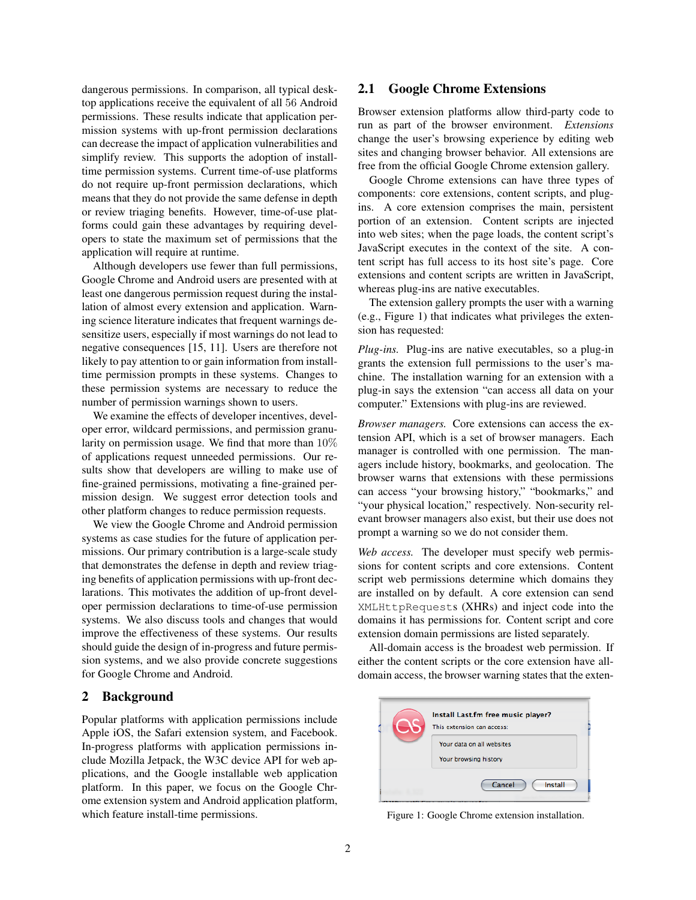dangerous permissions. In comparison, all typical desktop applications receive the equivalent of all 56 Android permissions. These results indicate that application permission systems with up-front permission declarations can decrease the impact of application vulnerabilities and simplify review. This supports the adoption of install-time permission systems. Current time-of-use platforms do not require up-front permission declarations, which means that they do not provide the same defense in depth or review triaging benefits. However, time-of-use platforms could gain these advantages by requiring developers to state the maximum set of permissions that the application will require at runtime.

Although developers use fewer than full permissions, Google Chrome and Android users are presented with at least one dangerous permission request during the installation of almost every extension and application. Warning science literature indicates that frequent warnings desensitize users, especially if most warnings do not lead to negative consequences [15, 11]. Users are therefore not likely to pay attention to or gain information from install-time permission prompts in these systems. Changes to these permission systems are necessary to reduce the number of permission warnings shown to users.

We examine the effects of developer incentives, developer error, wildcard permissions, and permission granularity on permission usage. We find that more than 10% of applications request unneeded permissions. Our results show that developers are willing to make use of fine-grained permissions, motivating a fine-grained permission design. We suggest error detection tools and other platform changes to reduce permission requests.

We view the Google Chrome and Android permission systems as case studies for the future of application permissions. Our primary contribution is a large-scale study that demonstrates the defense in depth and review triaging benefits of application permissions with up-front declarations. This motivates the addition of up-front developer permission declarations to time-of-use permission systems. We also discuss tools and changes that would improve the effectiveness of these systems. Our results should guide the design of in-progress and future permission systems, and we also provide concrete suggestions for Google Chrome and Android.

## 2 Background

Popular platforms with application permissions include Apple iOS, the Safari extension system, and Facebook. In-progress platforms with application permissions include Mozilla Jetpack, the W3C device API for web applications, and the Google installable web application platform. In this paper, we focus on the Google Chrome extension system and Android application platform, which feature install-time permissions.

### 2.1 Google Chrome Extensions

Browser extension platforms allow third-party code to run as part of the browser environment. *Extensions* change the user's browsing experience by editing web sites and changing browser behavior. All extensions are free from the official Google Chrome extension gallery.

Google Chrome extensions can have three types of components: core extensions, content scripts, and plug-ins. A core extension comprises the main, persistent portion of an extension. Content scripts are injected into web sites; when the page loads, the content script's JavaScript executes in the context of the site. A content script has full access to its host site's page. Core extensions and content scripts are written in JavaScript, whereas plug-ins are native executables.

The extension gallery prompts the user with a warning (e.g., Figure 1) that indicates what privileges the extension has requested:

*Plug-ins.* Plug-ins are native executables, so a plug-in grants the extension full permissions to the user's machine. The installation warning for an extension with a plug-in says the extension "can access all data on your computer." Extensions with plug-ins are reviewed.

*Browser managers.* Core extensions can access the extension API, which is a set of browser managers. Each manager is controlled with one permission. The managers include history, bookmarks, and geolocation. The browser warns that extensions with these permissions can access "your browsing history," "bookmarks," and "your physical location," respectively. Non-security relevant browser managers also exist, but their use does not prompt a warning so we do not consider them.

*Web access.* The developer must specify web permissions for content scripts and core extensions. Content script web permissions determine which domains they are installed on by default. A core extension can send `XMLHttpRequests` (XHRs) and inject code into the domains it has permissions for. Content script and core extension domain permissions are listed separately.

All-domain access is the broadest web permission. If either the content scripts or the core extension have all-domain access, the browser warning states that the exten-

Install Last.fm free music player?
This extension can access:
Your data on all websites
Your browsing history
Cancel
Install

Figure 1: Google Chrome extension installation.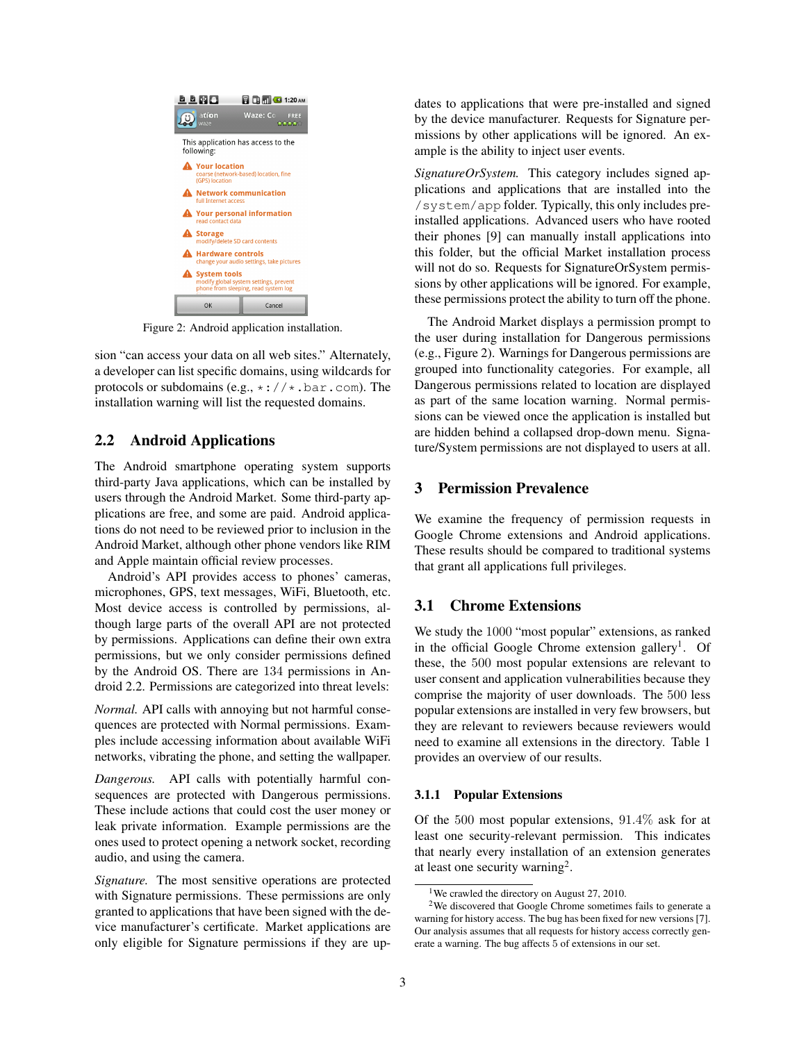Figure 2: Android application installation.

sion "can access your data on all web sites." Alternately, a developer can list specific domains, using wildcards for protocols or subdomains (e.g., `*://*.bar.com`). The installation warning will list the requested domains.

## 2.2 Android Applications

The Android smartphone operating system supports third-party Java applications, which can be installed by users through the Android Market. Some third-party applications are free, and some are paid. Android applications do not need to be reviewed prior to inclusion in the Android Market, although other phone vendors like RIM and Apple maintain official review processes.

Android's API provides access to phones' cameras, microphones, GPS, text messages, WiFi, Bluetooth, etc. Most device access is controlled by permissions, although large parts of the overall API are not protected by permissions. Applications can define their own extra permissions, but we only consider permissions defined by the Android OS. There are 134 permissions in Android 2.2. Permissions are categorized into threat levels:

*Normal.* API calls with annoying but not harmful consequences are protected with Normal permissions. Examples include accessing information about available WiFi networks, vibrating the phone, and setting the wallpaper.

*Dangerous.* API calls with potentially harmful consequences are protected with Dangerous permissions. These include actions that could cost the user money or leak private information. Example permissions are the ones used to protect opening a network socket, recording audio, and using the camera.

*Signature.* The most sensitive operations are protected with Signature permissions. These permissions are only granted to applications that have been signed with the device manufacturer's certificate. Market applications are only eligible for Signature permissions if they are updates to applications that were pre-installed and signed by the device manufacturer. Requests for Signature permissions by other applications will be ignored. An example is the ability to inject user events.

*SignatureOrSystem.* This category includes signed applications and applications that are installed into the `/system/app` folder. Typically, this only includes pre-installed applications. Advanced users who have rooted their phones [9] can manually install applications into this folder, but the official Market installation process will not do so. Requests for SignatureOrSystem permissions by other applications will be ignored. For example, these permissions protect the ability to turn off the phone.

The Android Market displays a permission prompt to the user during installation for Dangerous permissions (e.g., Figure 2). Warnings for Dangerous permissions are grouped into functionality categories. For example, all Dangerous permissions related to location are displayed as part of the same location warning. Normal permissions can be viewed once the application is installed but are hidden behind a collapsed drop-down menu. Signature/System permissions are not displayed to users at all.

# 3 Permission Prevalence

We examine the frequency of permission requests in Google Chrome extensions and Android applications. These results should be compared to traditional systems that grant all applications full privileges.

## 3.1 Chrome Extensions

We study the 1000 "most popular" extensions, as ranked in the official Google Chrome extension gallery[1]. Of these, the 500 most popular extensions are relevant to user consent and application vulnerabilities because they comprise the majority of user downloads. The 500 less popular extensions are installed in very few browsers, but they are relevant to reviewers because reviewers would need to examine all extensions in the directory. Table 1 provides an overview of our results.

### 3.1.1 Popular Extensions

Of the 500 most popular extensions, 91.4% ask for at least one security-relevant permission. This indicates that nearly every installation of an extension generates at least one security warning[2].

[1] We crawled the directory on August 27, 2010.

[2] We discovered that Google Chrome sometimes fails to generate a warning for history access. The bug has been fixed for new versions [7]. Our analysis assumes that all requests for history access correctly generate a warning. The bug affects 5 of extensions in our set.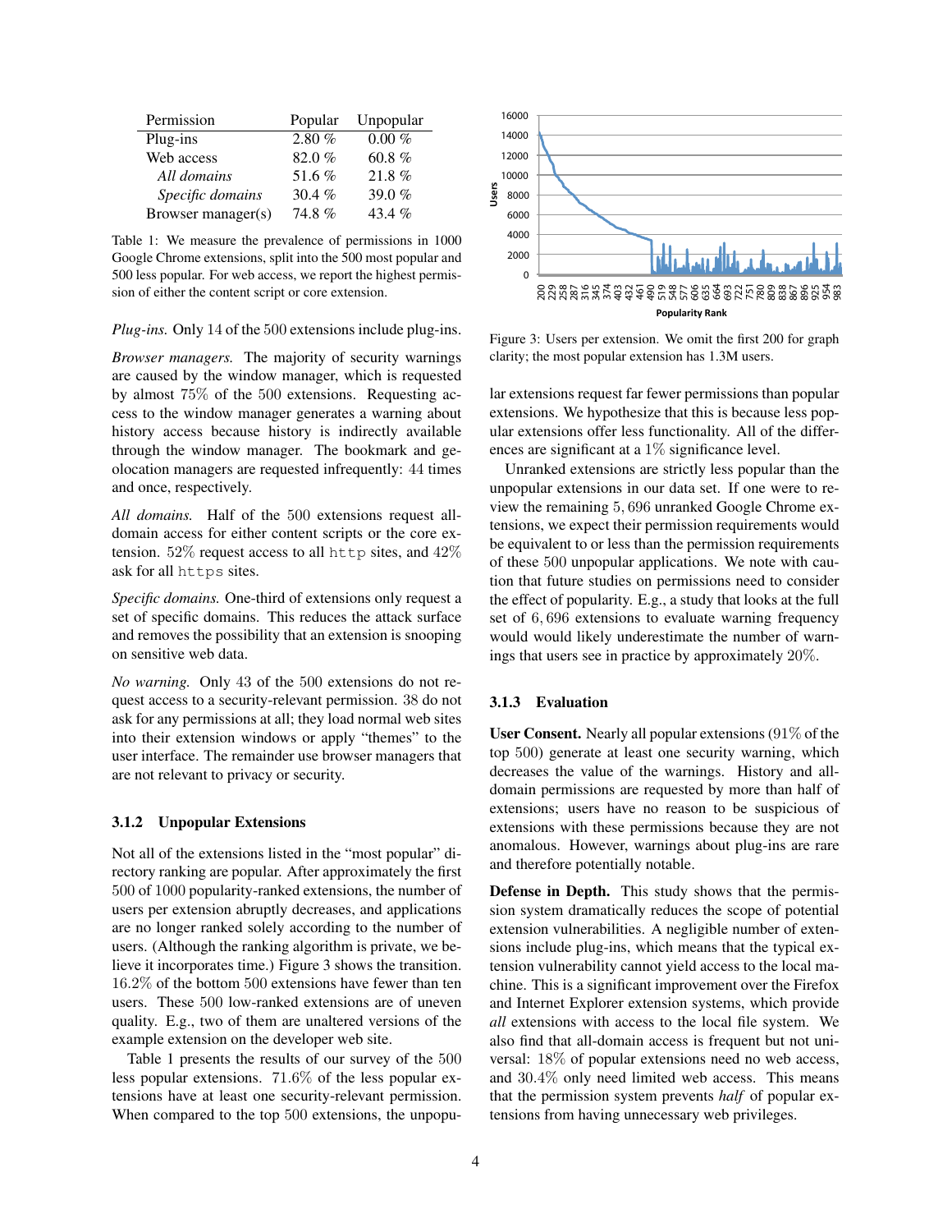| Permission | Popular | Unpopular |
|---|---|---|
| Plug-ins | 2.80 % | 0.00 % |
| Web access | 82.0 % | 60.8 % |
| *All domains* | 51.6 % | 21.8 % |
| *Specific domains* | 30.4 % | 39.0 % |
| Browser manager(s) | 74.8 % | 43.4 % |

Table 1: We measure the prevalence of permissions in 1000 Google Chrome extensions, split into the 500 most popular and 500 less popular. For web access, we report the highest permission of either the content script or core extension.

*Plug-ins.* Only 14 of the 500 extensions include plug-ins.

*Browser managers.* The majority of security warnings are caused by the window manager, which is requested by almost 75% of the 500 extensions. Requesting access to the window manager generates a warning about history access because history is indirectly available through the window manager. The bookmark and geolocation managers are requested infrequently: 44 times and once, respectively.

*All domains.* Half of the 500 extensions request all-domain access for either content scripts or the core extension. 52% request access to all `http` sites, and 42% ask for all `https` sites.

*Specific domains.* One-third of extensions only request a set of specific domains. This reduces the attack surface and removes the possibility that an extension is snooping on sensitive web data.

*No warning.* Only 43 of the 500 extensions do not request access to a security-relevant permission. 38 do not ask for any permissions at all; they load normal web sites into their extension windows or apply "themes" to the user interface. The remainder use browser managers that are not relevant to privacy or security.

### 3.1.2 Unpopular Extensions

Not all of the extensions listed in the "most popular" directory ranking are popular. After approximately the first 500 of 1000 popularity-ranked extensions, the number of users per extension abruptly decreases, and applications are no longer ranked solely according to the number of users. (Although the ranking algorithm is private, we believe it incorporates time.) Figure 3 shows the transition. 16.2% of the bottom 500 extensions have fewer than ten users. These 500 low-ranked extensions are of uneven quality. E.g., two of them are unaltered versions of the example extension on the developer web site.

Table 1 presents the results of our survey of the 500 less popular extensions. 71.6% of the less popular extensions have at least one security-relevant permission. When compared to the top 500 extensions, the unpopular extensions request far fewer permissions than popular extensions. We hypothesize that this is because less popular extensions offer less functionality. All of the differences are significant at a 1% significance level.

Users
16000
14000
12000
10000
8000
6000
4000
2000
0
200 229 258 287 316 345 374 403 432 461 490 519 548 577 606 635 664 693 722 751 780 809 838 867 896 925 954 983
Popularity Rank

Figure 3: Users per extension. We omit the first 200 for graph clarity; the most popular extension has 1.3M users.

Unranked extensions are strictly less popular than the unpopular extensions in our data set. If one were to review the remaining 5,696 unranked Google Chrome extensions, we expect their permission requirements would be equivalent to or less than the permission requirements of these 500 unpopular applications. We note with caution that future studies on permissions need to consider the effect of popularity. E.g., a study that looks at the full set of 6,696 extensions to evaluate warning frequency would would likely underestimate the number of warnings that users see in practice by approximately 20%.

### 3.1.3 Evaluation

**User Consent.** Nearly all popular extensions (91% of the top 500) generate at least one security warning, which decreases the value of the warnings. History and all-domain permissions are requested by more than half of extensions; users have no reason to be suspicious of extensions with these permissions because they are not anomalous. However, warnings about plug-ins are rare and therefore potentially notable.

**Defense in Depth.** This study shows that the permission system dramatically reduces the scope of potential extension vulnerabilities. A negligible number of extensions include plug-ins, which means that the typical extension vulnerability cannot yield access to the local machine. This is a significant improvement over the Firefox and Internet Explorer extension systems, which provide *all* extensions with access to the local file system. We also find that all-domain access is frequent but not universal: 18% of popular extensions need no web access, and 30.4% only need limited web access. This means that the permission system prevents *half* of popular extensions from having unnecessary web privileges.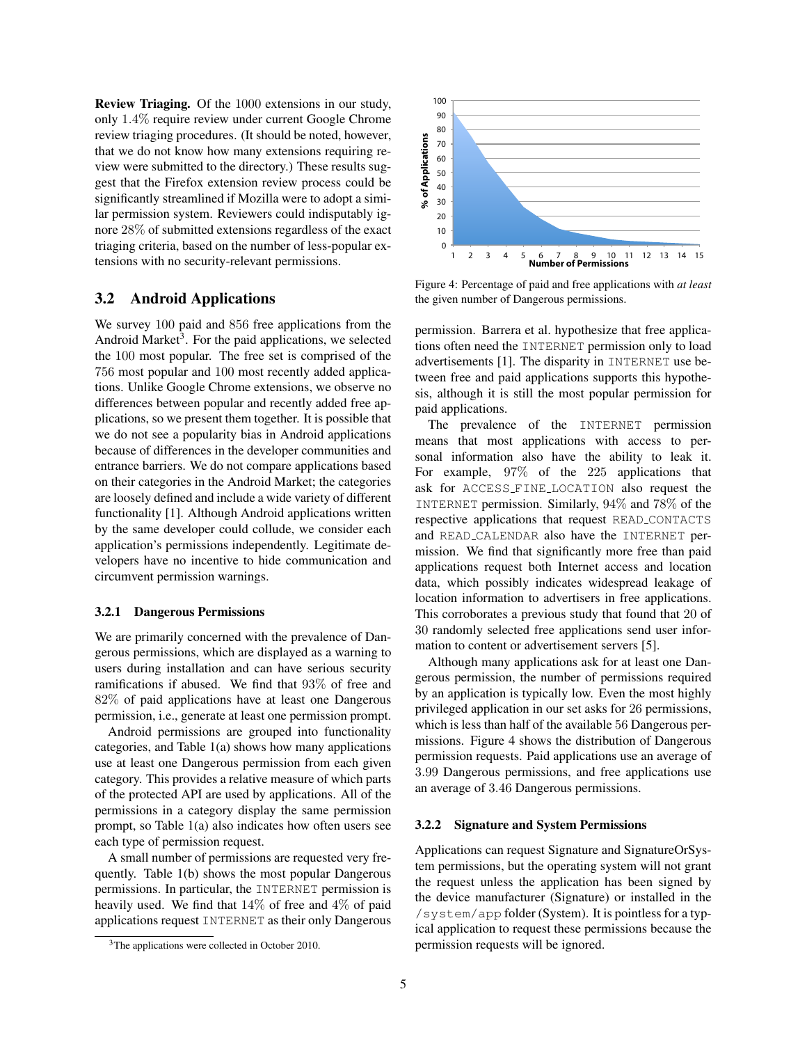**Review Triaging.** Of the 1000 extensions in our study, only 1.4% require review under current Google Chrome review triaging procedures. (It should be noted, however, that we do not know how many extensions requiring review were submitted to the directory.) These results suggest that the Firefox extension review process could be significantly streamlined if Mozilla were to adopt a similar permission system. Reviewers could indisputably ignore 28% of submitted extensions regardless of the exact triaging criteria, based on the number of less-popular extensions with no security-relevant permissions.

## 3.2 Android Applications

We survey 100 paid and 856 free applications from the Android Market[3]. For the paid applications, we selected the 100 most popular. The free set is comprised of the 756 most popular and 100 most recently added applications. Unlike Google Chrome extensions, we observe no differences between popular and recently added free applications, so we present them together. It is possible that we do not see a popularity bias in Android applications because of differences in the developer communities and entrance barriers. We do not compare applications based on their categories in the Android Market; the categories are loosely defined and include a wide variety of different functionality [1]. Although Android applications written by the same developer could collude, we consider each application's permissions independently. Legitimate developers have no incentive to hide communication and circumvent permission warnings.

### 3.2.1 Dangerous Permissions

We are primarily concerned with the prevalence of Dangerous permissions, which are displayed as a warning to users during installation and can have serious security ramifications if abused. We find that 93% of free and 82% of paid applications have at least one Dangerous permission, i.e., generate at least one permission prompt.

Android permissions are grouped into functionality categories, and Table 1(a) shows how many applications use at least one Dangerous permission from each given category. This provides a relative measure of which parts of the protected API are used by applications. All of the permissions in a category display the same permission prompt, so Table 1(a) also indicates how often users see each type of permission request.

A small number of permissions are requested very frequently. Table 1(b) shows the most popular Dangerous permissions. In particular, the INTERNET permission is heavily used. We find that 14% of free and 4% of paid applications request INTERNET as their only Dangerous permission. Barrera et al. hypothesize that free applications often need the INTERNET permission only to load advertisements [1]. The disparity in INTERNET use between free and paid applications supports this hypothesis, although it is still the most popular permission for paid applications.

[3] The applications were collected in October 2010.

% of Applications
100
90
80
70
60
50
40
30
20
10
0
1 2 3 4 5 6 7 8 9 10 11 12 13 14 15
Number of Permissions

Figure 4: Percentage of paid and free applications with *at least* the given number of Dangerous permissions.

The prevalence of the INTERNET permission means that most applications with access to personal information also have the ability to leak it. For example, 97% of the 225 applications that ask for ACCESS_FINE_LOCATION also request the INTERNET permission. Similarly, 94% and 78% of the respective applications that request READ_CONTACTS and READ_CALENDAR also have the INTERNET permission. We find that significantly more free than paid applications request both Internet access and location data, which possibly indicates widespread leakage of location information to advertisers in free applications. This corroborates a previous study that found that 20 of 30 randomly selected free applications send user information to content or advertisement servers [5].

Although many applications ask for at least one Dangerous permission, the number of permissions required by an application is typically low. Even the most highly privileged application in our set asks for 26 permissions, which is less than half of the available 56 Dangerous permissions. Figure 4 shows the distribution of Dangerous permission requests. Paid applications use an average of 3.99 Dangerous permissions, and free applications use an average of 3.46 Dangerous permissions.

### 3.2.2 Signature and System Permissions

Applications can request Signature and SignatureOrSystem permissions, but the operating system will not grant the request unless the application has been signed by the device manufacturer (Signature) or installed in the /system/app folder (System). It is pointless for a typical application to request these permissions because the permission requests will be ignored.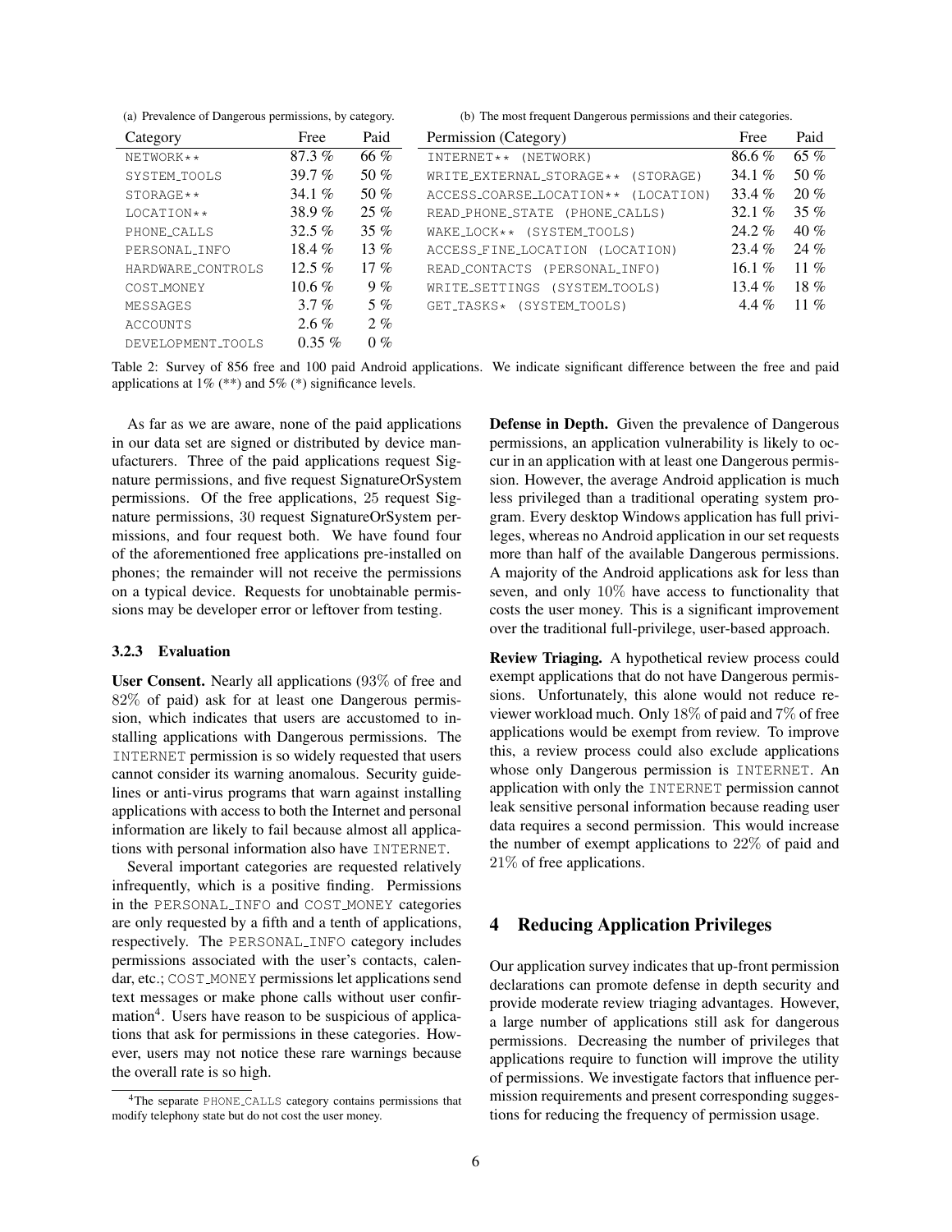(a) Prevalence of Dangerous permissions, by category.

| Category | Free | Paid |
| --- | --- | --- |
| NETWORK** | 87.3 % | 66 % |
| SYSTEM_TOOLS | 39.7 % | 50 % |
| STORAGE** | 34.1 % | 50 % |
| LOCATION** | 38.9 % | 25 % |
| PHONE_CALLS | 32.5 % | 35 % |
| PERSONAL_INFO | 18.4 % | 13 % |
| HARDWARE_CONTROLS | 12.5 % | 17 % |
| COST_MONEY | 10.6 % | 9 % |
| MESSAGES | 3.7 % | 5 % |
| ACCOUNTS | 2.6 % | 2 % |
| DEVELOPMENT_TOOLS | 0.35 % | 0 % |

(b) The most frequent Dangerous permissions and their categories.

| Permission (Category) | Free | Paid |
| --- | --- | --- |
| INTERNET** (NETWORK) | 86.6 % | 65 % |
| WRITE_EXTERNAL_STORAGE** (STORAGE) | 34.1 % | 50 % |
| ACCESS_COARSE_LOCATION** (LOCATION) | 33.4 % | 20 % |
| READ_PHONE_STATE (PHONE_CALLS) | 32.1 % | 35 % |
| WAKE_LOCK** (SYSTEM_TOOLS) | 24.2 % | 40 % |
| ACCESS_FINE_LOCATION (LOCATION) | 23.4 % | 24 % |
| READ_CONTACTS (PERSONAL_INFO) | 16.1 % | 11 % |
| WRITE_SETTINGS (SYSTEM_TOOLS) | 13.4 % | 18 % |
| GET_TASKS* (SYSTEM_TOOLS) | 4.4 % | 11 % |

Table 2: Survey of 856 free and 100 paid Android applications. We indicate significant difference between the free and paid applications at 1% (**) and 5% (*) significance levels.

As far as we are aware, none of the paid applications in our data set are signed or distributed by device manufacturers. Three of the paid applications request Signature permissions, and five request SignatureOrSystem permissions. Of the free applications, 25 request Signature permissions, 30 request SignatureOrSystem permissions, and four request both. We have found four of the aforementioned free applications pre-installed on phones; the remainder will not receive the permissions on a typical device. Requests for unobtainable permissions may be developer error or leftover from testing.

#### 3.2.3 Evaluation

**User Consent.** Nearly all applications (93% of free and 82% of paid) ask for at least one Dangerous permission, which indicates that users are accustomed to installing applications with Dangerous permissions. The INTERNET permission is so widely requested that users cannot consider its warning anomalous. Security guidelines or anti-virus programs that warn against installing applications with access to both the Internet and personal information are likely to fail because almost all applications with personal information also have INTERNET.

Several important categories are requested relatively infrequently, which is a positive finding. Permissions in the PERSONAL_INFO and COST_MONEY categories are only requested by a fifth and a tenth of applications, respectively. The PERSONAL_INFO category includes permissions associated with the user's contacts, calendar, etc.; COST_MONEY permissions let applications send text messages or make phone calls without user confirmation[4]. Users have reason to be suspicious of applications that ask for permissions in these categories. However, users may not notice these rare warnings because the overall rate is so high.

[4] The separate PHONE_CALLS category contains permissions that modify telephony state but do not cost the user money.

**Defense in Depth.** Given the prevalence of Dangerous permissions, an application vulnerability is likely to occur in an application with at least one Dangerous permission. However, the average Android application is much less privileged than a traditional operating system program. Every desktop Windows application has full privileges, whereas no Android application in our set requests more than half of the available Dangerous permissions. A majority of the Android applications ask for less than seven, and only 10% have access to functionality that costs the user money. This is a significant improvement over the traditional full-privilege, user-based approach.

**Review Triaging.** A hypothetical review process could exempt applications that do not have Dangerous permissions. Unfortunately, this alone would not reduce reviewer workload much. Only 18% of paid and 7% of free applications would be exempt from review. To improve this, a review process could also exclude applications whose only Dangerous permission is INTERNET. An application with only the INTERNET permission cannot leak sensitive personal information because reading user data requires a second permission. This would increase the number of exempt applications to 22% of paid and 21% of free applications.

## 4 Reducing Application Privileges

Our application survey indicates that up-front permission declarations can promote defense in depth security and provide moderate review triaging advantages. However, a large number of applications still ask for dangerous permissions. Decreasing the number of privileges that applications require to function will improve the utility of permissions. We investigate factors that influence permission requirements and present corresponding suggestions for reducing the frequency of permission usage.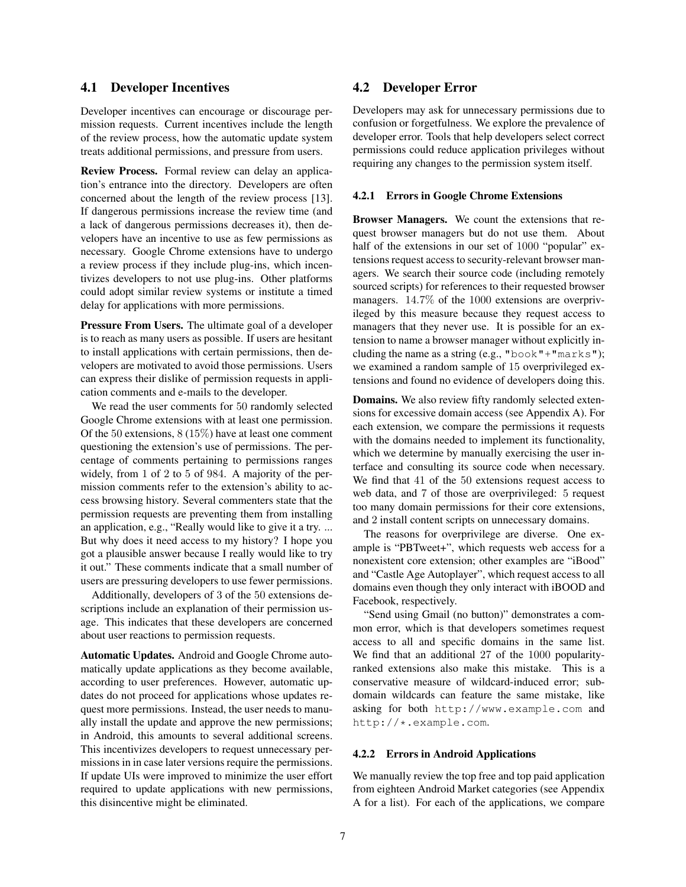## 4.1 Developer Incentives

Developer incentives can encourage or discourage permission requests. Current incentives include the length of the review process, how the automatic update system treats additional permissions, and pressure from users.

**Review Process.** Formal review can delay an application's entrance into the directory. Developers are often concerned about the length of the review process [13]. If dangerous permissions increase the review time (and a lack of dangerous permissions decreases it), then developers have an incentive to use as few permissions as necessary. Google Chrome extensions have to undergo a review process if they include plug-ins, which incentivizes developers to not use plug-ins. Other platforms could adopt similar review systems or institute a timed delay for applications with more permissions.

**Pressure From Users.** The ultimate goal of a developer is to reach as many users as possible. If users are hesitant to install applications with certain permissions, then developers are motivated to avoid those permissions. Users can express their dislike of permission requests in application comments and e-mails to the developer.

We read the user comments for 50 randomly selected Google Chrome extensions with at least one permission. Of the 50 extensions, 8 (15%) have at least one comment questioning the extension's use of permissions. The percentage of comments pertaining to permissions ranges widely, from 1 of 2 to 5 of 984. A majority of the permission comments refer to the extension's ability to access browsing history. Several commenters state that the permission requests are preventing them from installing an application, e.g., "Really would like to give it a try. ... But why does it need access to my history? I hope you got a plausible answer because I really would like to try it out." These comments indicate that a small number of users are pressuring developers to use fewer permissions.

Additionally, developers of 3 of the 50 extensions descriptions include an explanation of their permission usage. This indicates that these developers are concerned about user reactions to permission requests.

**Automatic Updates.** Android and Google Chrome automatically update applications as they become available, according to user preferences. However, automatic updates do not proceed for applications whose updates request more permissions. Instead, the user needs to manually install the update and approve the new permissions; in Android, this amounts to several additional screens. This incentivizes developers to request unnecessary permissions in in case later versions require the permissions. If update UIs were improved to minimize the user effort required to update applications with new permissions, this disincentive might be eliminated.

## 4.2 Developer Error

Developers may ask for unnecessary permissions due to confusion or forgetfulness. We explore the prevalence of developer error. Tools that help developers select correct permissions could reduce application privileges without requiring any changes to the permission system itself.

### 4.2.1 Errors in Google Chrome Extensions

**Browser Managers.** We count the extensions that request browser managers but do not use them. About half of the extensions in our set of 1000 "popular" extensions request access to security-relevant browser managers. We search their source code (including remotely sourced scripts) for references to their requested browser managers. 14.7% of the 1000 extensions are overprivileged by this measure because they request access to managers that they never use. It is possible for an extension to name a browser manager without explicitly including the name as a string (e.g., `"book"+"marks"`); we examined a random sample of 15 overprivileged extensions and found no evidence of developers doing this.

**Domains.** We also review fifty randomly selected extensions for excessive domain access (see Appendix A). For each extension, we compare the permissions it requests with the domains needed to implement its functionality, which we determine by manually exercising the user interface and consulting its source code when necessary. We find that 41 of the 50 extensions request access to web data, and 7 of those are overprivileged: 5 request too many domain permissions for their core extensions, and 2 install content scripts on unnecessary domains.

The reasons for overprivilege are diverse. One example is "PBTweet+", which requests web access for a nonexistent core extension; other examples are "iBood" and "Castle Age Autoplayer", which request access to all domains even though they only interact with iBOOD and Facebook, respectively.

"Send using Gmail (no button)" demonstrates a common error, which is that developers sometimes request access to all and specific domains in the same list. We find that an additional 27 of the 1000 popularity-ranked extensions also make this mistake. This is a conservative measure of wildcard-induced error; subdomain wildcards can feature the same mistake, like asking for both `http://www.example.com` and `http://*.example.com`.

### 4.2.2 Errors in Android Applications

We manually review the top free and top paid application from eighteen Android Market categories (see Appendix A for a list). For each of the applications, we compare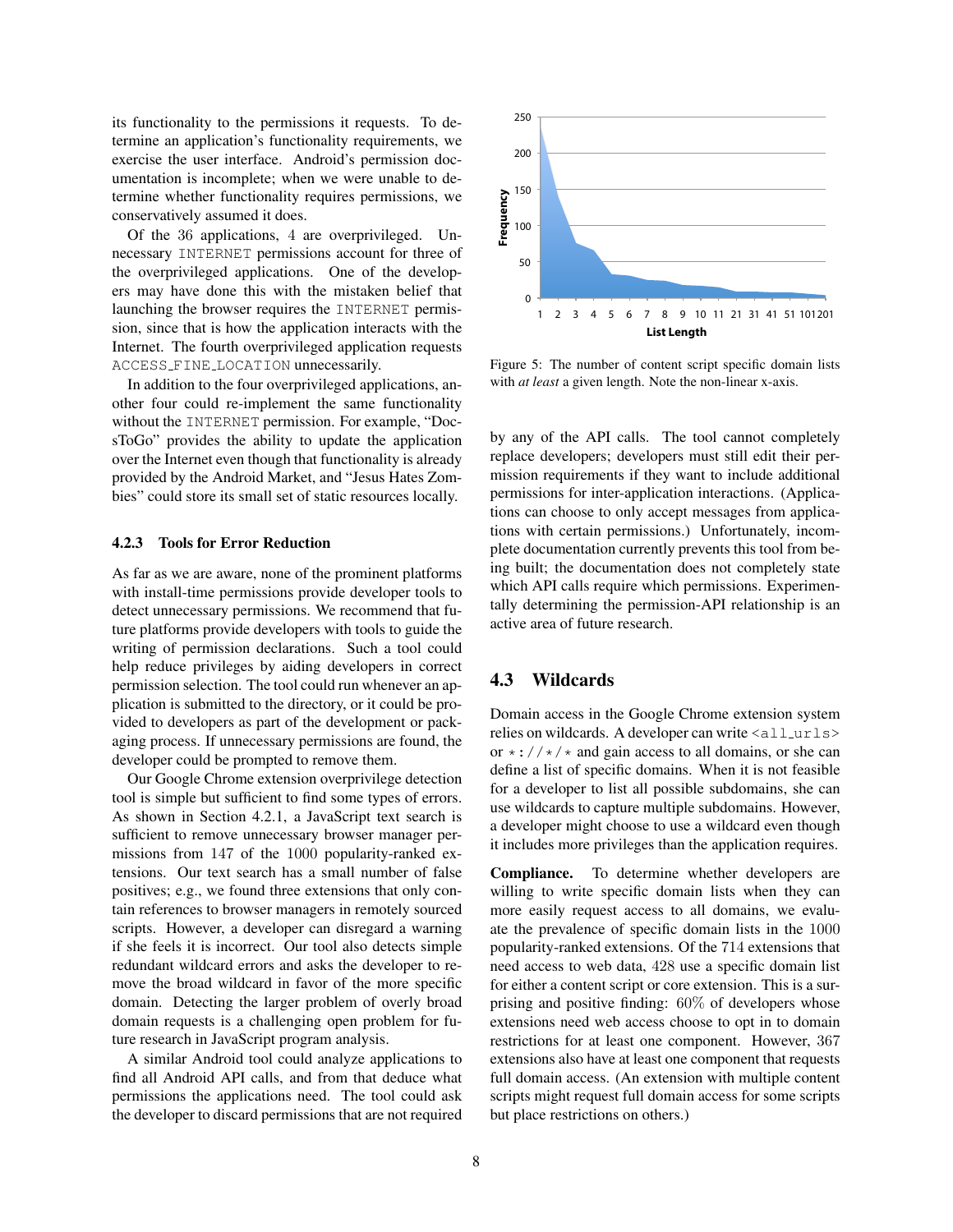its functionality to the permissions it requests. To determine an application's functionality requirements, we exercise the user interface. Android's permission documentation is incomplete; when we were unable to determine whether functionality requires permissions, we conservatively assumed it does.

Of the 36 applications, 4 are overprivileged. Unnecessary INTERNET permissions account for three of the overprivileged applications. One of the developers may have done this with the mistaken belief that launching the browser requires the INTERNET permission, since that is how the application interacts with the Internet. The fourth overprivileged application requests ACCESS_FINE_LOCATION unnecessarily.

In addition to the four overprivileged applications, another four could re-implement the same functionality without the INTERNET permission. For example, "DocsToGo" provides the ability to update the application over the Internet even though that functionality is already provided by the Android Market, and "Jesus Hates Zombies" could store its small set of static resources locally.

#### 4.2.3 Tools for Error Reduction

As far as we are aware, none of the prominent platforms with install-time permissions provide developer tools to detect unnecessary permissions. We recommend that future platforms provide developers with tools to guide the writing of permission declarations. Such a tool could help reduce privileges by aiding developers in correct permission selection. The tool could run whenever an application is submitted to the directory, or it could be provided to developers as part of the development or packaging process. If unnecessary permissions are found, the developer could be prompted to remove them.

Our Google Chrome extension overprivilege detection tool is simple but sufficient to find some types of errors. As shown in Section 4.2.1, a JavaScript text search is sufficient to remove unnecessary browser manager permissions from 147 of the 1000 popularity-ranked extensions. Our text search has a small number of false positives; e.g., we found three extensions that only contain references to browser managers in remotely sourced scripts. However, a developer can disregard a warning if she feels it is incorrect. Our tool also detects simple redundant wildcard errors and asks the developer to remove the broad wildcard in favor of the more specific domain. Detecting the larger problem of overly broad domain requests is a challenging open problem for future research in JavaScript program analysis.

A similar Android tool could analyze applications to find all Android API calls, and from that deduce what permissions the applications need. The tool could ask the developer to discard permissions that are not required by any of the API calls. The tool cannot completely replace developers; developers must still edit their permission requirements if they want to include additional permissions for inter-application interactions. (Applications can choose to only accept messages from applications with certain permissions.) Unfortunately, incomplete documentation currently prevents this tool from being built; the documentation does not completely state which API calls require which permissions. Experimentally determining the permission-API relationship is an active area of future research.

Figure 5: The number of content script specific domain lists with *at least* a given length. Note the non-linear x-axis.

## 4.3 Wildcards

Domain access in the Google Chrome extension system relies on wildcards. A developer can write <all_urls> or \*://\*/\* and gain access to all domains, or she can define a list of specific domains. When it is not feasible for a developer to list all possible subdomains, she can use wildcards to capture multiple subdomains. However, a developer might choose to use a wildcard even though it includes more privileges than the application requires.

**Compliance.** To determine whether developers are willing to write specific domain lists when they can more easily request access to all domains, we evaluate the prevalence of specific domain lists in the 1000 popularity-ranked extensions. Of the 714 extensions that need access to web data, 428 use a specific domain list for either a content script or core extension. This is a surprising and positive finding: 60% of developers whose extensions need web access choose to opt in to domain restrictions for at least one component. However, 367 extensions also have at least one component that requests full domain access. (An extension with multiple content scripts might request full domain access for some scripts but place restrictions on others.)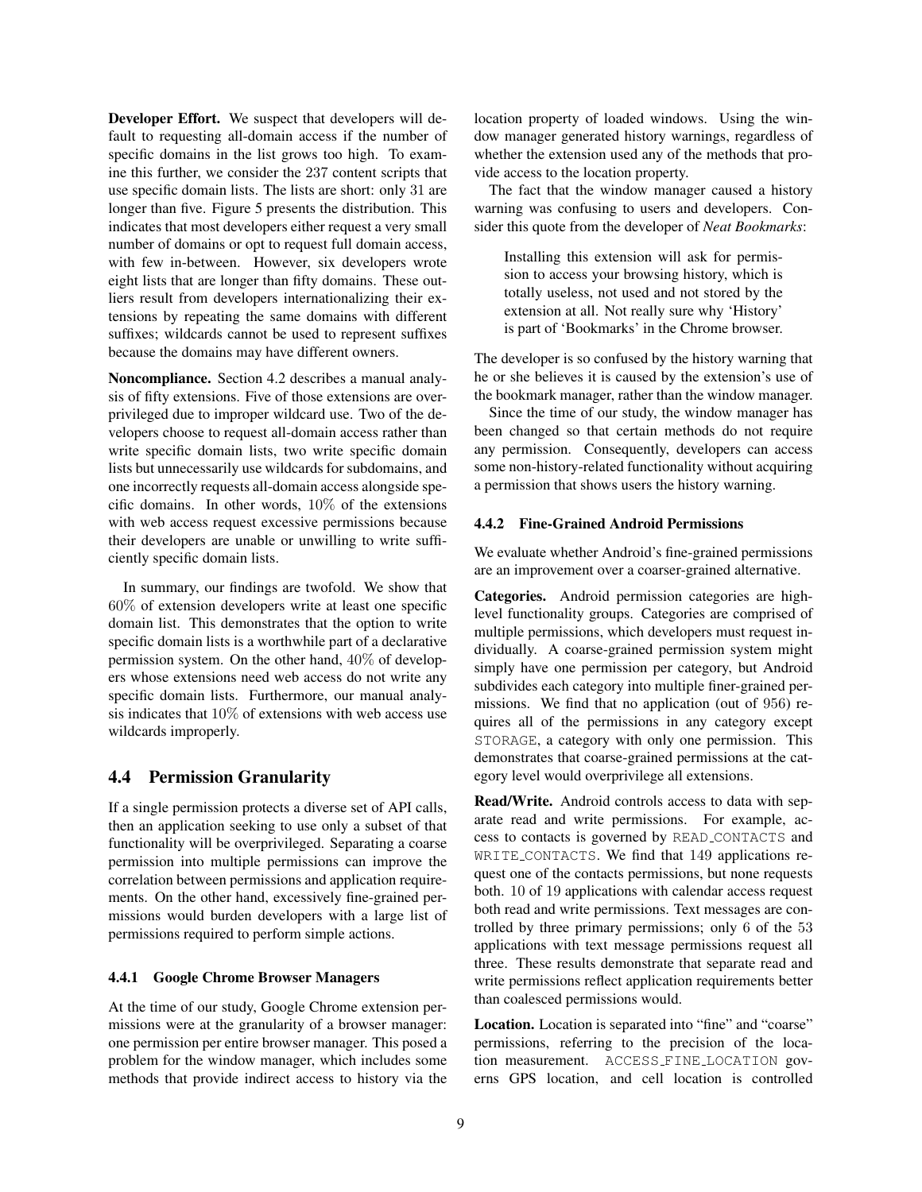**Developer Effort.** We suspect that developers will default to requesting all-domain access if the number of specific domains in the list grows too high. To examine this further, we consider the 237 content scripts that use specific domain lists. The lists are short: only 31 are longer than five. Figure 5 presents the distribution. This indicates that most developers either request a very small number of domains or opt to request full domain access, with few in-between. However, six developers wrote eight lists that are longer than fifty domains. These outliers result from developers internationalizing their extensions by repeating the same domains with different suffixes; wildcards cannot be used to represent suffixes because the domains may have different owners.

**Noncompliance.** Section 4.2 describes a manual analysis of fifty extensions. Five of those extensions are overprivileged due to improper wildcard use. Two of the developers choose to request all-domain access rather than write specific domain lists, two write specific domain lists but unnecessarily use wildcards for subdomains, and one incorrectly requests all-domain access alongside specific domains. In other words, 10% of the extensions with web access request excessive permissions because their developers are unable or unwilling to write sufficiently specific domain lists.

In summary, our findings are twofold. We show that 60% of extension developers write at least one specific domain list. This demonstrates that the option to write specific domain lists is a worthwhile part of a declarative permission system. On the other hand, 40% of developers whose extensions need web access do not write any specific domain lists. Furthermore, our manual analysis indicates that 10% of extensions with web access use wildcards improperly.

## 4.4 Permission Granularity

If a single permission protects a diverse set of API calls, then an application seeking to use only a subset of that functionality will be overprivileged. Separating a coarse permission into multiple permissions can improve the correlation between permissions and application requirements. On the other hand, excessively fine-grained permissions would burden developers with a large list of permissions required to perform simple actions.

### 4.4.1 Google Chrome Browser Managers

At the time of our study, Google Chrome extension permissions were at the granularity of a browser manager: one permission per entire browser manager. This posed a problem for the window manager, which includes some methods that provide indirect access to history via the location property of loaded windows. Using the window manager generated history warnings, regardless of whether the extension used any of the methods that provide access to the location property.

The fact that the window manager caused a history warning was confusing to users and developers. Consider this quote from the developer of *Neat Bookmarks*:

> Installing this extension will ask for permission to access your browsing history, which is totally useless, not used and not stored by the extension at all. Not really sure why 'History' is part of 'Bookmarks' in the Chrome browser.

The developer is so confused by the history warning that he or she believes it is caused by the extension's use of the bookmark manager, rather than the window manager.

Since the time of our study, the window manager has been changed so that certain methods do not require any permission. Consequently, developers can access some non-history-related functionality without acquiring a permission that shows users the history warning.

### 4.4.2 Fine-Grained Android Permissions

We evaluate whether Android's fine-grained permissions are an improvement over a coarser-grained alternative.

**Categories.** Android permission categories are high-level functionality groups. Categories are comprised of multiple permissions, which developers must request individually. A coarse-grained permission system might simply have one permission per category, but Android subdivides each category into multiple finer-grained permissions. We find that no application (out of 956) requires all of the permissions in any category except STORAGE, a category with only one permission. This demonstrates that coarse-grained permissions at the category level would overprivilege all extensions.

**Read/Write.** Android controls access to data with separate read and write permissions. For example, access to contacts is governed by READ_CONTACTS and WRITE_CONTACTS. We find that 149 applications request one of the contacts permissions, but none requests both. 10 of 19 applications with calendar access request both read and write permissions. Text messages are controlled by three primary permissions; only 6 of the 53 applications with text message permissions request all three. These results demonstrate that separate read and write permissions reflect application requirements better than coalesced permissions would.

**Location.** Location is separated into "fine" and "coarse" permissions, referring to the precision of the location measurement. ACCESS_FINE_LOCATION governs GPS location, and cell location is controlled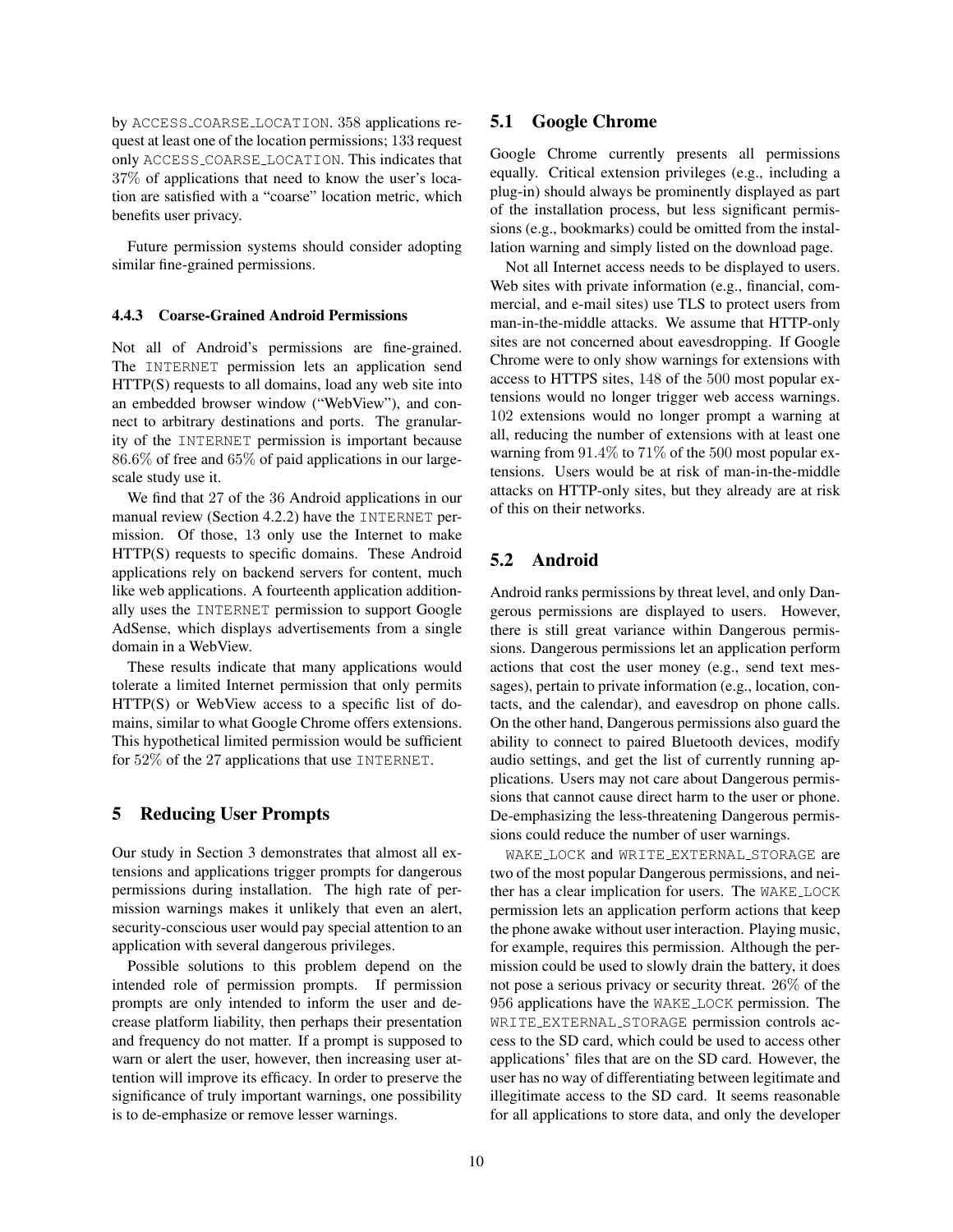by ACCESS_COARSE_LOCATION. 358 applications request at least one of the location permissions; 133 request only ACCESS_COARSE_LOCATION. This indicates that 37% of applications that need to know the user's location are satisfied with a "coarse" location metric, which benefits user privacy.

Future permission systems should consider adopting similar fine-grained permissions.

#### 4.4.3 Coarse-Grained Android Permissions

Not all of Android's permissions are fine-grained. The INTERNET permission lets an application send HTTP(S) requests to all domains, load any web site into an embedded browser window ("WebView"), and connect to arbitrary destinations and ports. The granularity of the INTERNET permission is important because 86.6% of free and 65% of paid applications in our large-scale study use it.

We find that 27 of the 36 Android applications in our manual review (Section 4.2.2) have the INTERNET permission. Of those, 13 only use the Internet to make HTTP(S) requests to specific domains. These Android applications rely on backend servers for content, much like web applications. A fourteenth application additionally uses the INTERNET permission to support Google AdSense, which displays advertisements from a single domain in a WebView.

These results indicate that many applications would tolerate a limited Internet permission that only permits HTTP(S) or WebView access to a specific list of domains, similar to what Google Chrome offers extensions. This hypothetical limited permission would be sufficient for 52% of the 27 applications that use INTERNET.

## 5 Reducing User Prompts

Our study in Section 3 demonstrates that almost all extensions and applications trigger prompts for dangerous permissions during installation. The high rate of permission warnings makes it unlikely that even an alert, security-conscious user would pay special attention to an application with several dangerous privileges.

Possible solutions to this problem depend on the intended role of permission prompts. If permission prompts are only intended to inform the user and decrease platform liability, then perhaps their presentation and frequency do not matter. If a prompt is supposed to warn or alert the user, however, then increasing user attention will improve its efficacy. In order to preserve the significance of truly important warnings, one possibility is to de-emphasize or remove lesser warnings.

### 5.1 Google Chrome

Google Chrome currently presents all permissions equally. Critical extension privileges (e.g., including a plug-in) should always be prominently displayed as part of the installation process, but less significant permissions (e.g., bookmarks) could be omitted from the installation warning and simply listed on the download page.

Not all Internet access needs to be displayed to users. Web sites with private information (e.g., financial, commercial, and e-mail sites) use TLS to protect users from man-in-the-middle attacks. We assume that HTTP-only sites are not concerned about eavesdropping. If Google Chrome were to only show warnings for extensions with access to HTTPS sites, 148 of the 500 most popular extensions would no longer trigger web access warnings. 102 extensions would no longer prompt a warning at all, reducing the number of extensions with at least one warning from 91.4% to 71% of the 500 most popular extensions. Users would be at risk of man-in-the-middle attacks on HTTP-only sites, but they already are at risk of this on their networks.

### 5.2 Android

Android ranks permissions by threat level, and only Dangerous permissions are displayed to users. However, there is still great variance within Dangerous permissions. Dangerous permissions let an application perform actions that cost the user money (e.g., send text messages), pertain to private information (e.g., location, contacts, and the calendar), and eavesdrop on phone calls. On the other hand, Dangerous permissions also guard the ability to connect to paired Bluetooth devices, modify audio settings, and get the list of currently running applications. Users may not care about Dangerous permissions that cannot cause direct harm to the user or phone. De-emphasizing the less-threatening Dangerous permissions could reduce the number of user warnings.

WAKE_LOCK and WRITE_EXTERNAL_STORAGE are two of the most popular Dangerous permissions, and neither has a clear implication for users. The WAKE_LOCK permission lets an application perform actions that keep the phone awake without user interaction. Playing music, for example, requires this permission. Although the permission could be used to slowly drain the battery, it does not pose a serious privacy or security threat. 26% of the 956 applications have the WAKE_LOCK permission. The WRITE_EXTERNAL_STORAGE permission controls access to the SD card, which could be used to access other applications' files that are on the SD card. However, the user has no way of differentiating between legitimate and illegitimate access to the SD card. It seems reasonable for all applications to store data, and only the developer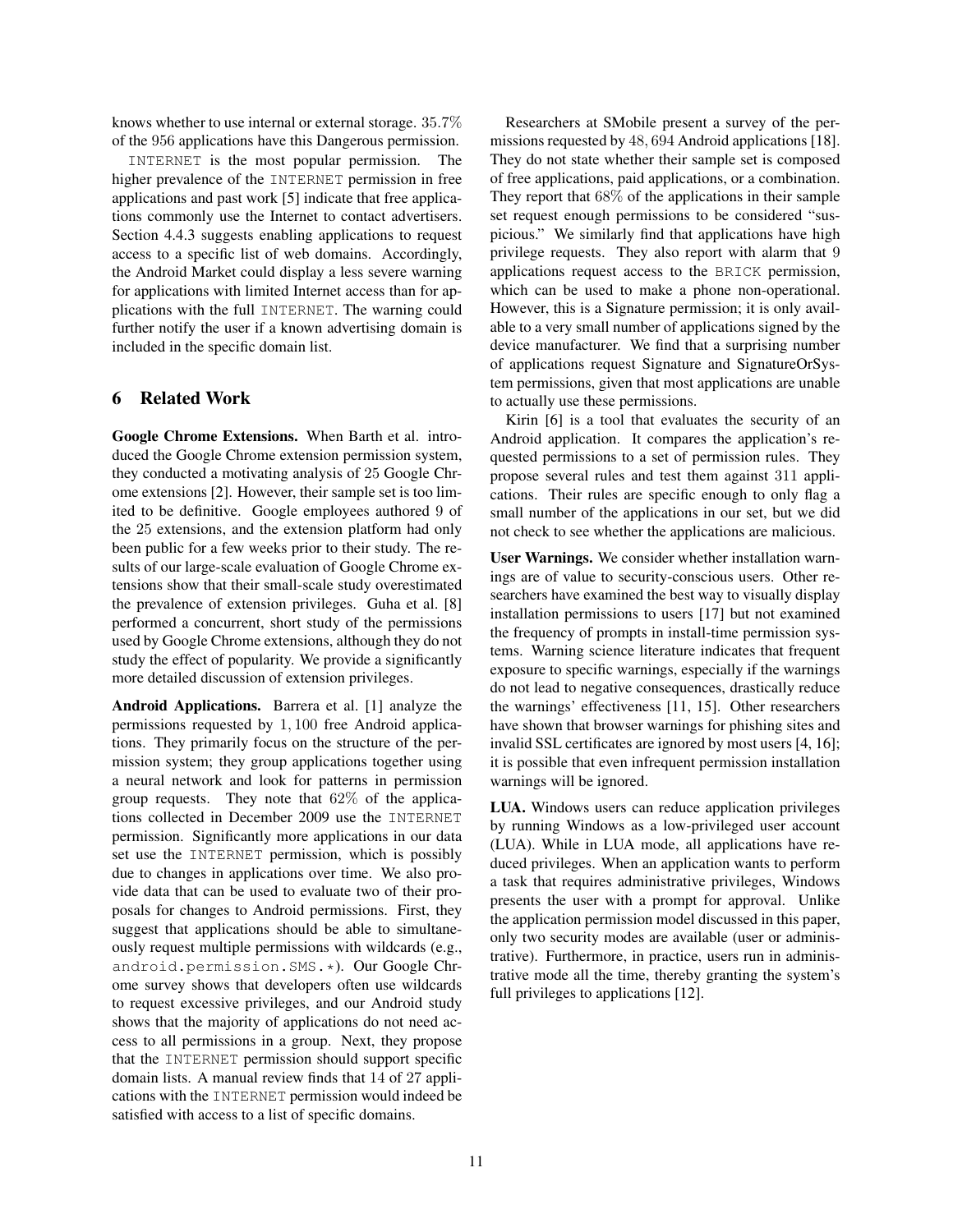knows whether to use internal or external storage. $35.7\%$ of the $956$ applications have this Dangerous permission.

INTERNET is the most popular permission. The higher prevalence of the INTERNET permission in free applications and past work [5] indicate that free applications commonly use the Internet to contact advertisers. Section 4.4.3 suggests enabling applications to request access to a specific list of web domains. Accordingly, the Android Market could display a less severe warning for applications with limited Internet access than for applications with the full INTERNET. The warning could further notify the user if a known advertising domain is included in the specific domain list.

## 6 Related Work

**Google Chrome Extensions.** When Barth et al. introduced the Google Chrome extension permission system, they conducted a motivating analysis of $25$ Google Chrome extensions [2]. However, their sample set is too limited to be definitive. Google employees authored $9$ of the $25$ extensions, and the extension platform had only been public for a few weeks prior to their study. The results of our large-scale evaluation of Google Chrome extensions show that their small-scale study overestimated the prevalence of extension privileges. Guha et al. [8] performed a concurrent, short study of the permissions used by Google Chrome extensions, although they do not study the effect of popularity. We provide a significantly more detailed discussion of extension privileges.

**Android Applications.** Barrera et al. [1] analyze the permissions requested by $1,100$ free Android applications. They primarily focus on the structure of the permission system; they group applications together using a neural network and look for patterns in permission group requests. They note that $62\%$ of the applications collected in December 2009 use the INTERNET permission. Significantly more applications in our data set use the INTERNET permission, which is possibly due to changes in applications over time. We also provide data that can be used to evaluate two of their proposals for changes to Android permissions. First, they suggest that applications should be able to simultaneously request multiple permissions with wildcards (e.g., android.permission.SMS.*). Our Google Chrome survey shows that developers often use wildcards to request excessive privileges, and our Android study shows that the majority of applications do not need access to all permissions in a group. Next, they propose that the INTERNET permission should support specific domain lists. A manual review finds that $14$ of $27$ applications with the INTERNET permission would indeed be satisfied with access to a list of specific domains.

Researchers at SMobile present a survey of the permissions requested by $48,694$ Android applications [18]. They do not state whether their sample set is composed of free applications, paid applications, or a combination. They report that $68\%$ of the applications in their sample set request enough permissions to be considered "suspicious." We similarly find that applications have high privilege requests. They also report with alarm that $9$ applications request access to the BRICK permission, which can be used to make a phone non-operational. However, this is a Signature permission; it is only available to a very small number of applications signed by the device manufacturer. We find that a surprising number of applications request Signature and SignatureOrSystem permissions, given that most applications are unable to actually use these permissions.

Kirin [6] is a tool that evaluates the security of an Android application. It compares the application's requested permissions to a set of permission rules. They propose several rules and test them against $311$ applications. Their rules are specific enough to only flag a small number of the applications in our set, but we did not check to see whether the applications are malicious.

**User Warnings.** We consider whether installation warnings are of value to security-conscious users. Other researchers have examined the best way to visually display installation permissions to users [17] but not examined the frequency of prompts in install-time permission systems. Warning science literature indicates that frequent exposure to specific warnings, especially if the warnings do not lead to negative consequences, drastically reduce the warnings' effectiveness [11, 15]. Other researchers have shown that browser warnings for phishing sites and invalid SSL certificates are ignored by most users [4, 16]; it is possible that even infrequent permission installation warnings will be ignored.

**LUA.** Windows users can reduce application privileges by running Windows as a low-privileged user account (LUA). While in LUA mode, all applications have reduced privileges. When an application wants to perform a task that requires administrative privileges, Windows presents the user with a prompt for approval. Unlike the application permission model discussed in this paper, only two security modes are available (user or administrative). Furthermore, in practice, users run in administrative mode all the time, thereby granting the system's full privileges to applications [12].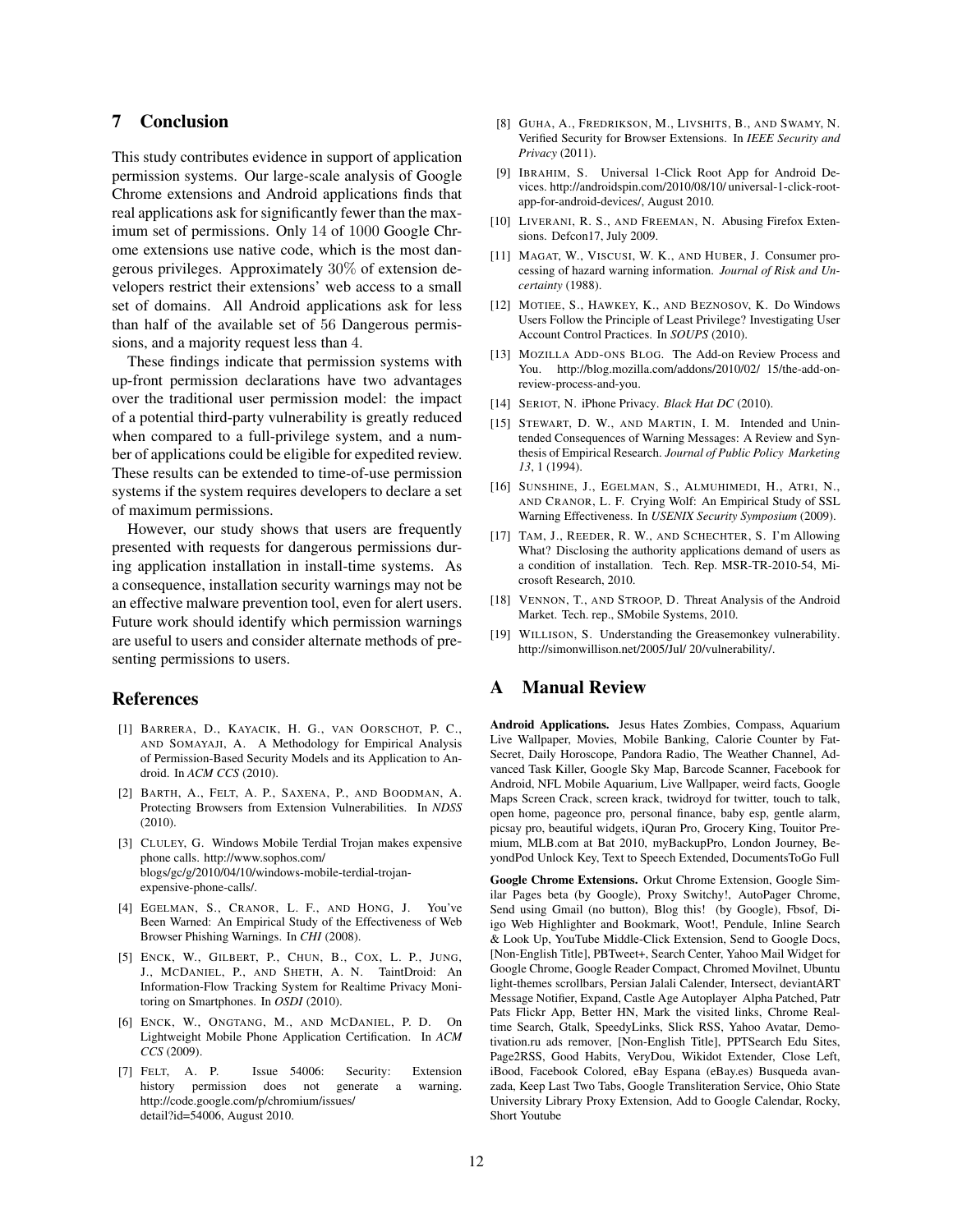## 7 Conclusion

This study contributes evidence in support of application permission systems. Our large-scale analysis of Google Chrome extensions and Android applications finds that real applications ask for significantly fewer than the maximum set of permissions. Only 14 of 1000 Google Chrome extensions use native code, which is the most dangerous privileges. Approximately 30% of extension developers restrict their extensions' web access to a small set of domains. All Android applications ask for less than half of the available set of 56 Dangerous permissions, and a majority request less than 4.

These findings indicate that permission systems with up-front permission declarations have two advantages over the traditional user permission model: the impact of a potential third-party vulnerability is greatly reduced when compared to a full-privilege system, and a number of applications could be eligible for expedited review. These results can be extended to time-of-use permission systems if the system requires developers to declare a set of maximum permissions.

However, our study shows that users are frequently presented with requests for dangerous permissions during application installation in install-time systems. As a consequence, installation security warnings may not be an effective malware prevention tool, even for alert users. Future work should identify which permission warnings are useful to users and consider alternate methods of presenting permissions to users.

## References

[1] Barrera, D., Kayacik, H. G., van Oorschot, P. C., and Somayaji, A. A Methodology for Empirical Analysis of Permission-Based Security Models and its Application to Android. In *ACM CCS* (2010).

[2] Barth, A., Felt, A. P., Saxena, P., and Boodman, A. Protecting Browsers from Extension Vulnerabilities. In *NDSS* (2010).

[3] Cluley, G. Windows Mobile Terdial Trojan makes expensive phone calls. http://www.sophos.com/blogs/gc/g/2010/04/10/windows-mobile-terdial-trojan-expensive-phone-calls/.

[4] Egelman, S., Cranor, L. F., and Hong, J. You've Been Warned: An Empirical Study of the Effectiveness of Web Browser Phishing Warnings. In *CHI* (2008).

[5] Enck, W., Gilbert, P., Chun, B., Cox, L. P., Jung, J., McDaniel, P., and Sheth, A. N. TaintDroid: An Information-Flow Tracking System for Realtime Privacy Monitoring on Smartphones. In *OSDI* (2010).

[6] Enck, W., Ongtang, M., and McDaniel, P. D. On Lightweight Mobile Phone Application Certification. In *ACM CCS* (2009).

[7] Felt, A. P. Issue 54006: Security: Extension history permission does not generate a warning. http://code.google.com/p/chromium/issues/detail?id=54006, August 2010.

[8] Guha, A., Fredrikson, M., Livshits, B., and Swamy, N. Verified Security for Browser Extensions. In *IEEE Security and Privacy* (2011).

[9] Ibrahim, S. Universal 1-Click Root App for Android Devices. http://androidspin.com/2010/08/10/ universal-1-click-root-app-for-android-devices/, August 2010.

[10] Liverani, R. S., and Freeman, N. Abusing Firefox Extensions. Defcon17, July 2009.

[11] Magat, W., Viscusi, W. K., and Huber, J. Consumer processing of hazard warning information. *Journal of Risk and Uncertainty* (1988).

[12] Motiee, S., Hawkey, K., and Beznosov, K. Do Windows Users Follow the Principle of Least Privilege? Investigating User Account Control Practices. In *SOUPS* (2010).

[13] Mozilla Add-ons Blog. The Add-on Review Process and You. http://blog.mozilla.com/addons/2010/02/ 15/the-add-on-review-process-and-you.

[14] Seriot, N. iPhone Privacy. *Black Hat DC* (2010).

[15] Stewart, D. W., and Martin, I. M. Intended and Unintended Consequences of Warning Messages: A Review and Synthesis of Empirical Research. *Journal of Public Policy Marketing 13*, 1 (1994).

[16] Sunshine, J., Egelman, S., Almuhimedi, H., Atri, N., and Cranor, L. F. Crying Wolf: An Empirical Study of SSL Warning Effectiveness. In *USENIX Security Symposium* (2009).

[17] Tam, J., Reeder, R. W., and Schechter, S. I'm Allowing What? Disclosing the authority applications demand of users as a condition of installation. Tech. Rep. MSR-TR-2010-54, Microsoft Research, 2010.

[18] Vennon, T., and Stroop, D. Threat Analysis of the Android Market. Tech. rep., SMobile Systems, 2010.

[19] Willison, S. Understanding the Greasemonkey vulnerability. http://simonwillison.net/2005/Jul/ 20/vulnerability/.

## A Manual Review

**Android Applications.** Jesus Hates Zombies, Compass, Aquarium Live Wallpaper, Movies, Mobile Banking, Calorie Counter by FatSecret, Daily Horoscope, Pandora Radio, The Weather Channel, Advanced Task Killer, Google Sky Map, Barcode Scanner, Facebook for Android, NFL Mobile Aquarium, Live Wallpaper, weird facts, Google Maps Screen Crack, screen krack, twidroyd for twitter, touch to talk, open home, pageonce pro, personal finance, baby esp, gentle alarm, picsay pro, beautiful widgets, iQuran Pro, Grocery King, Touitor Premium, MLB.com at Bat 2010, myBackupPro, London Journey, BeyondPod Unlock Key, Text to Speech Extended, DocumentsToGo Full

**Google Chrome Extensions.** Orkut Chrome Extension, Google Similar Pages beta (by Google), Proxy Switchy!, AutoPager Chrome, Send using Gmail (no button), Blog this! (by Google), Fbsof, Diigo Web Highlighter and Bookmark, Woot!, Pendule, Inline Search & Look Up, YouTube Middle-Click Extension, Send to Google Docs, [Non-English Title], PBTweet+, Search Center, Yahoo Mail Widget for Google Chrome, Google Reader Compact, Chromed Movilnet, Ubuntu light-themes scrollbars, Persian Jalali Calender, Intersect, deviantART Message Notifier, Expand, Castle Age Autoplayer Alpha Patched, Patr Pats Flickr App, Better HN, Mark the visited links, Chrome Realtime Search, Gtalk, SpeedyLinks, Slick RSS, Yahoo Avatar, Demotivation.ru ads remover, [Non-English Title], PPTSearch Edu Sites, Page2RSS, Good Habits, VeryDou, Wikidot Extender, Close Left, iBood, Facebook Colored, eBay Espana (eBay.es) Busqueda avanzada, Keep Last Two Tabs, Google Transliteration Service, Ohio State University Library Proxy Extension, Add to Google Calendar, Rocky, Short Youtube